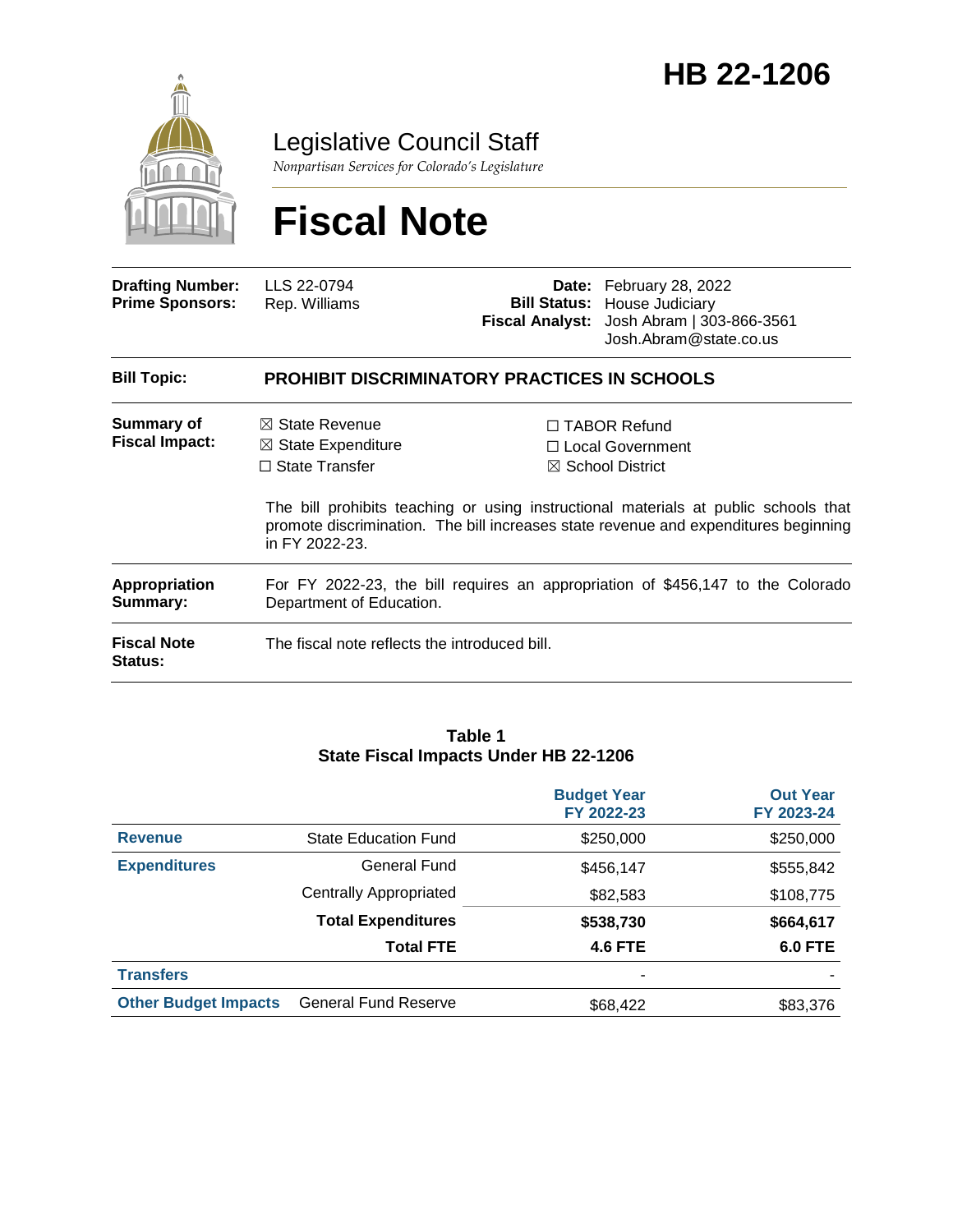# HB 22-1206

Legislative Council Staff

*Nonpartisan Services for Colorado's Legislature*

# Fiscal Note

| | | | |
|---|---|---|---|
| **Drafting Number:** | LLS 22-0794 | **Date:** | February 28, 2022 |
| **Prime Sponsors:** | Rep. Williams | **Bill Status:** | House Judiciary |
| | | **Fiscal Analyst:** | Josh Abram \| 303-866-3561<br>Josh.Abram@state.co.us |

| | |
|---|---|
| **Bill Topic:** | **PROHIBIT DISCRIMINATORY PRACTICES IN SCHOOLS** |
| **Summary of Fiscal Impact:** | ☒ State Revenue<br>☒ State Expenditure<br>☐ State Transfer<br>☐ TABOR Refund<br>☐ Local Government<br>☒ School District<br><br>The bill prohibits teaching or using instructional materials at public schools that promote discrimination. The bill increases state revenue and expenditures beginning in FY 2022-23. |
| **Appropriation Summary:** | For FY 2022-23, the bill requires an appropriation of $456,147 to the Colorado Department of Education. |
| **Fiscal Note Status:** | The fiscal note reflects the introduced bill. |

**Table 1**
**State Fiscal Impacts Under HB 22-1206**

| | | Budget Year FY 2022-23 | Out Year FY 2023-24 |
|---|---|---|---|
| **Revenue** | State Education Fund | $250,000 | $250,000 |
| **Expenditures** | General Fund | $456,147 | $555,842 |
| | Centrally Appropriated | $82,583 | $108,775 |
| | **Total Expenditures** | **$538,730** | **$664,617** |
| | **Total FTE** | **4.6 FTE** | **6.0 FTE** |
| **Transfers** | | - | - |
| **Other Budget Impacts** | General Fund Reserve | $68,422 | $83,376 |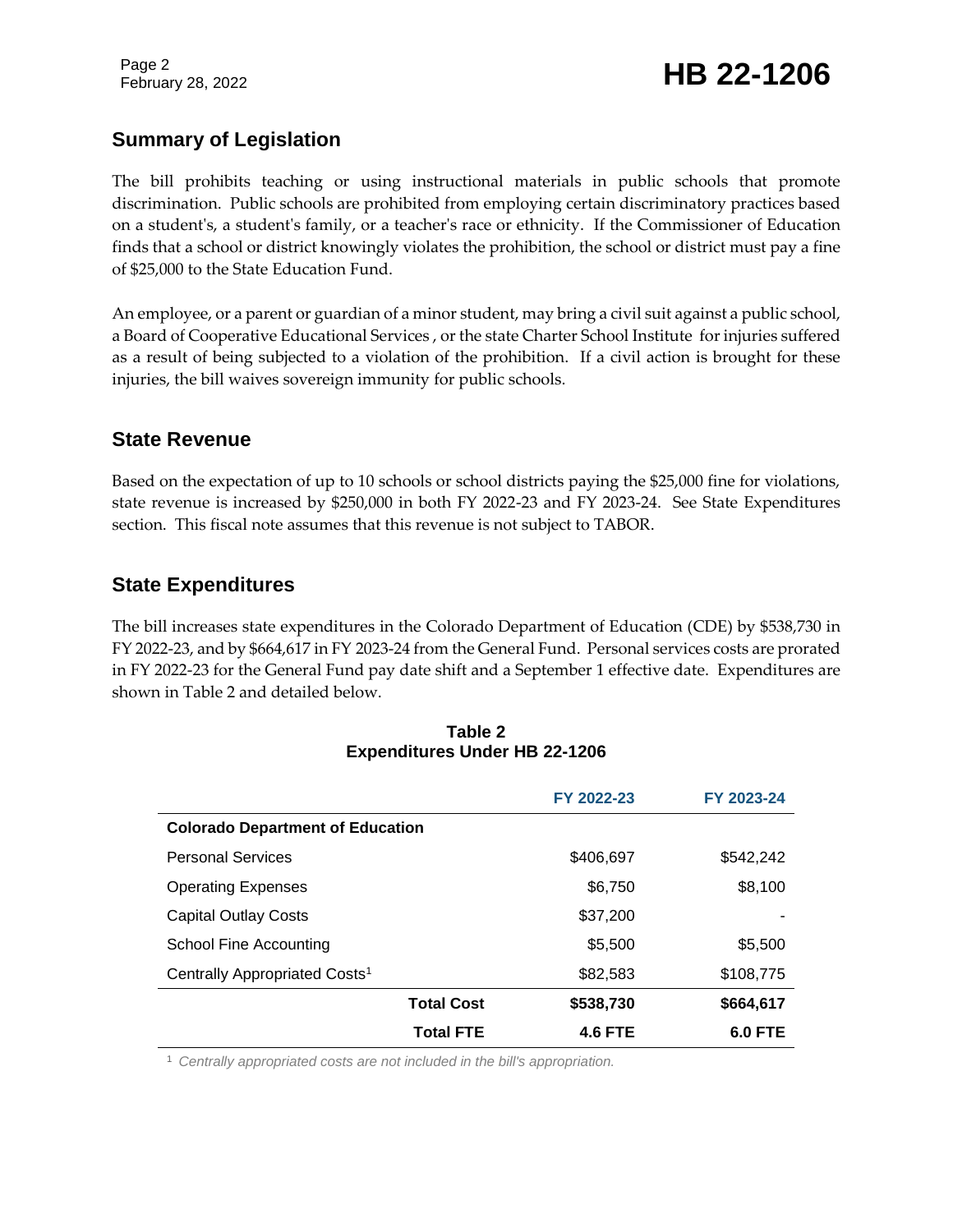## Summary of Legislation

The bill prohibits teaching or using instructional materials in public schools that promote discrimination. Public schools are prohibited from employing certain discriminatory practices based on a student's, a student's family, or a teacher's race or ethnicity. If the Commissioner of Education finds that a school or district knowingly violates the prohibition, the school or district must pay a fine of $25,000 to the State Education Fund.

An employee, or a parent or guardian of a minor student, may bring a civil suit against a public school, a Board of Cooperative Educational Services , or the state Charter School Institute for injuries suffered as a result of being subjected to a violation of the prohibition. If a civil action is brought for these injuries, the bill waives sovereign immunity for public schools.

## State Revenue

Based on the expectation of up to 10 schools or school districts paying the $25,000 fine for violations, state revenue is increased by $250,000 in both FY 2022-23 and FY 2023-24. See State Expenditures section. This fiscal note assumes that this revenue is not subject to TABOR.

## State Expenditures

The bill increases state expenditures in the Colorado Department of Education (CDE) by $538,730 in FY 2022-23, and by $664,617 in FY 2023-24 from the General Fund. Personal services costs are prorated in FY 2022-23 for the General Fund pay date shift and a September 1 effective date. Expenditures are shown in Table 2 and detailed below.

**Table 2**
**Expenditures Under HB 22-1206**

| | FY 2022-23 | FY 2023-24 |
|---|---|---|
| **Colorado Department of Education** | | |
| Personal Services | $406,697 | $542,242 |
| Operating Expenses | $6,750 | $8,100 |
| Capital Outlay Costs | $37,200 | - |
| School Fine Accounting | $5,500 | $5,500 |
| Centrally Appropriated Costs[1] | $82,583 | $108,775 |
| **Total Cost** | **$538,730** | **$664,617** |
| **Total FTE** | **4.6 FTE** | **6.0 FTE** |

[1] *Centrally appropriated costs are not included in the bill's appropriation.*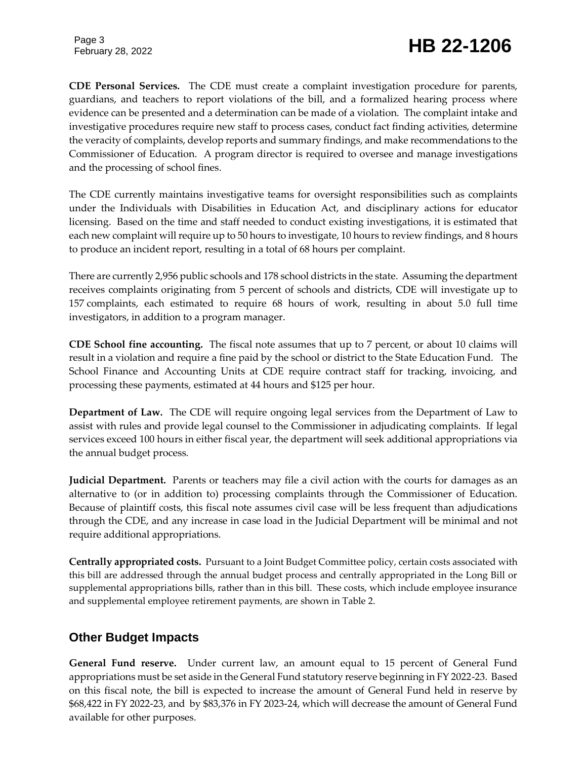**CDE Personal Services.** The CDE must create a complaint investigation procedure for parents, guardians, and teachers to report violations of the bill, and a formalized hearing process where evidence can be presented and a determination can be made of a violation. The complaint intake and investigative procedures require new staff to process cases, conduct fact finding activities, determine the veracity of complaints, develop reports and summary findings, and make recommendations to the Commissioner of Education. A program director is required to oversee and manage investigations and the processing of school fines.

The CDE currently maintains investigative teams for oversight responsibilities such as complaints under the Individuals with Disabilities in Education Act, and disciplinary actions for educator licensing. Based on the time and staff needed to conduct existing investigations, it is estimated that each new complaint will require up to 50 hours to investigate, 10 hours to review findings, and 8 hours to produce an incident report, resulting in a total of 68 hours per complaint.

There are currently 2,956 public schools and 178 school districts in the state. Assuming the department receives complaints originating from 5 percent of schools and districts, CDE will investigate up to 157 complaints, each estimated to require 68 hours of work, resulting in about 5.0 full time investigators, in addition to a program manager.

**CDE School fine accounting.** The fiscal note assumes that up to 7 percent, or about 10 claims will result in a violation and require a fine paid by the school or district to the State Education Fund. The School Finance and Accounting Units at CDE require contract staff for tracking, invoicing, and processing these payments, estimated at 44 hours and $125 per hour.

**Department of Law.** The CDE will require ongoing legal services from the Department of Law to assist with rules and provide legal counsel to the Commissioner in adjudicating complaints. If legal services exceed 100 hours in either fiscal year, the department will seek additional appropriations via the annual budget process.

**Judicial Department.** Parents or teachers may file a civil action with the courts for damages as an alternative to (or in addition to) processing complaints through the Commissioner of Education. Because of plaintiff costs, this fiscal note assumes civil case will be less frequent than adjudications through the CDE, and any increase in case load in the Judicial Department will be minimal and not require additional appropriations.

**Centrally appropriated costs.** Pursuant to a Joint Budget Committee policy, certain costs associated with this bill are addressed through the annual budget process and centrally appropriated in the Long Bill or supplemental appropriations bills, rather than in this bill. These costs, which include employee insurance and supplemental employee retirement payments, are shown in Table 2.

## Other Budget Impacts

**General Fund reserve.** Under current law, an amount equal to 15 percent of General Fund appropriations must be set aside in the General Fund statutory reserve beginning in FY 2022-23. Based on this fiscal note, the bill is expected to increase the amount of General Fund held in reserve by $68,422 in FY 2022-23, and by $83,376 in FY 2023-24, which will decrease the amount of General Fund available for other purposes.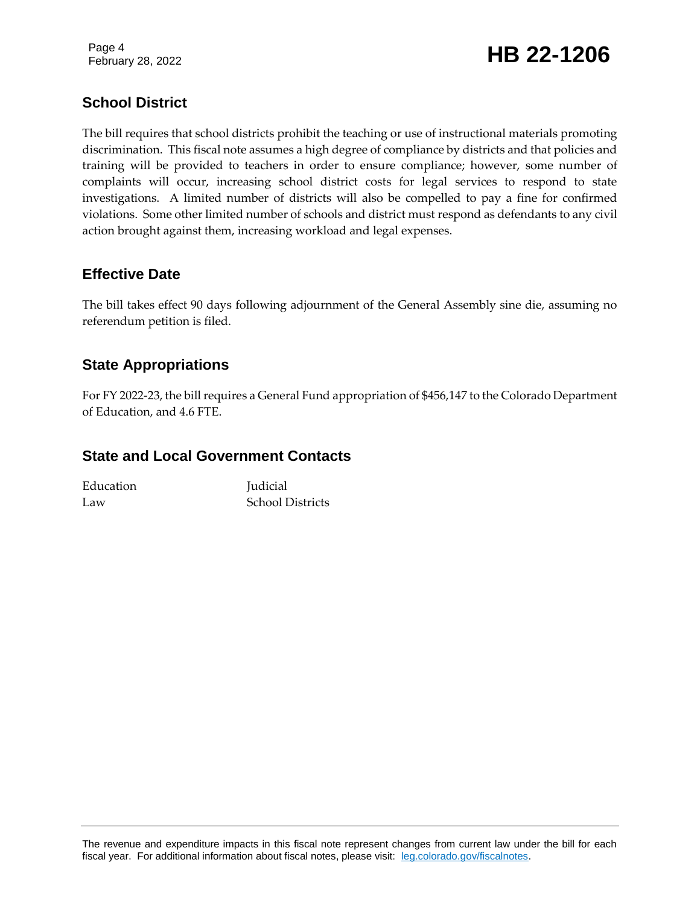## School District

The bill requires that school districts prohibit the teaching or use of instructional materials promoting discrimination. This fiscal note assumes a high degree of compliance by districts and that policies and training will be provided to teachers in order to ensure compliance; however, some number of complaints will occur, increasing school district costs for legal services to respond to state investigations. A limited number of districts will also be compelled to pay a fine for confirmed violations. Some other limited number of schools and district must respond as defendants to any civil action brought against them, increasing workload and legal expenses.

## Effective Date

The bill takes effect 90 days following adjournment of the General Assembly sine die, assuming no referendum petition is filed.

## State Appropriations

For FY 2022-23, the bill requires a General Fund appropriation of $456,147 to the Colorado Department of Education, and 4.6 FTE.

## State and Local Government Contacts

| | |
|---|---|
| Education | Judicial |
| Law | School Districts |

The revenue and expenditure impacts in this fiscal note represent changes from current law under the bill for each fiscal year. For additional information about fiscal notes, please visit: leg.colorado.gov/fiscalnotes.